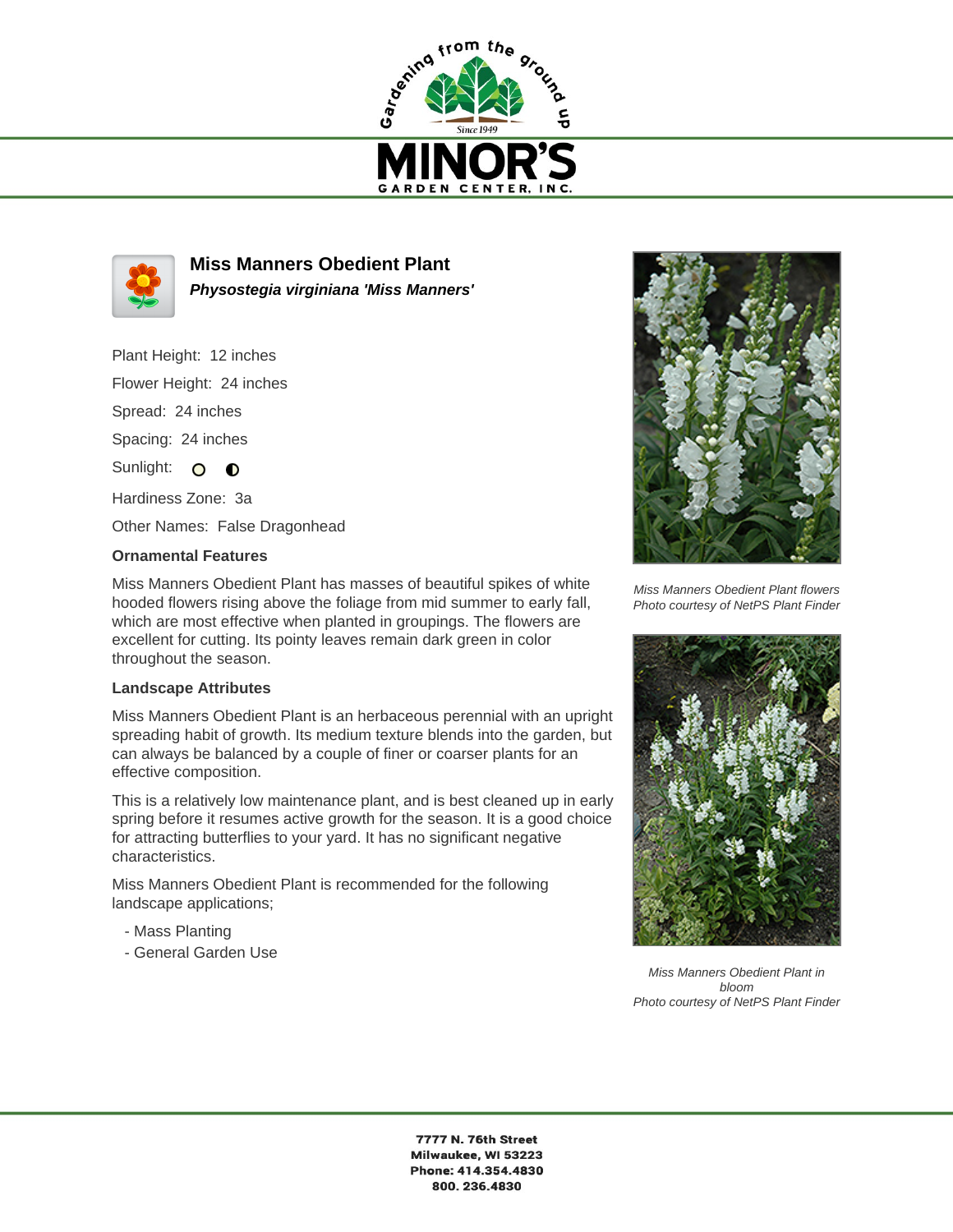# Miss Manners Obedient Plant

***Physostegia virginiana 'Miss Manners'***

Plant Height: 12 inches

Flower Height: 24 inches

Spread: 24 inches

Spacing: 24 inches

Sunlight:

Hardiness Zone: 3a

Other Names: False Dragonhead

### Ornamental Features

Miss Manners Obedient Plant has masses of beautiful spikes of white hooded flowers rising above the foliage from mid summer to early fall, which are most effective when planted in groupings. The flowers are excellent for cutting. Its pointy leaves remain dark green in color throughout the season.

### Landscape Attributes

Miss Manners Obedient Plant is an herbaceous perennial with an upright spreading habit of growth. Its medium texture blends into the garden, but can always be balanced by a couple of finer or coarser plants for an effective composition.

This is a relatively low maintenance plant, and is best cleaned up in early spring before it resumes active growth for the season. It is a good choice for attracting butterflies to your yard. It has no significant negative characteristics.

Miss Manners Obedient Plant is recommended for the following landscape applications;

- Mass Planting
- General Garden Use

*Miss Manners Obedient Plant flowers*
*Photo courtesy of NetPS Plant Finder*

*Miss Manners Obedient Plant in bloom*
*Photo courtesy of NetPS Plant Finder*

**7777 N. 76th Street**
**Milwaukee, WI 53223**
**Phone: 414.354.4830**
**800. 236.4830**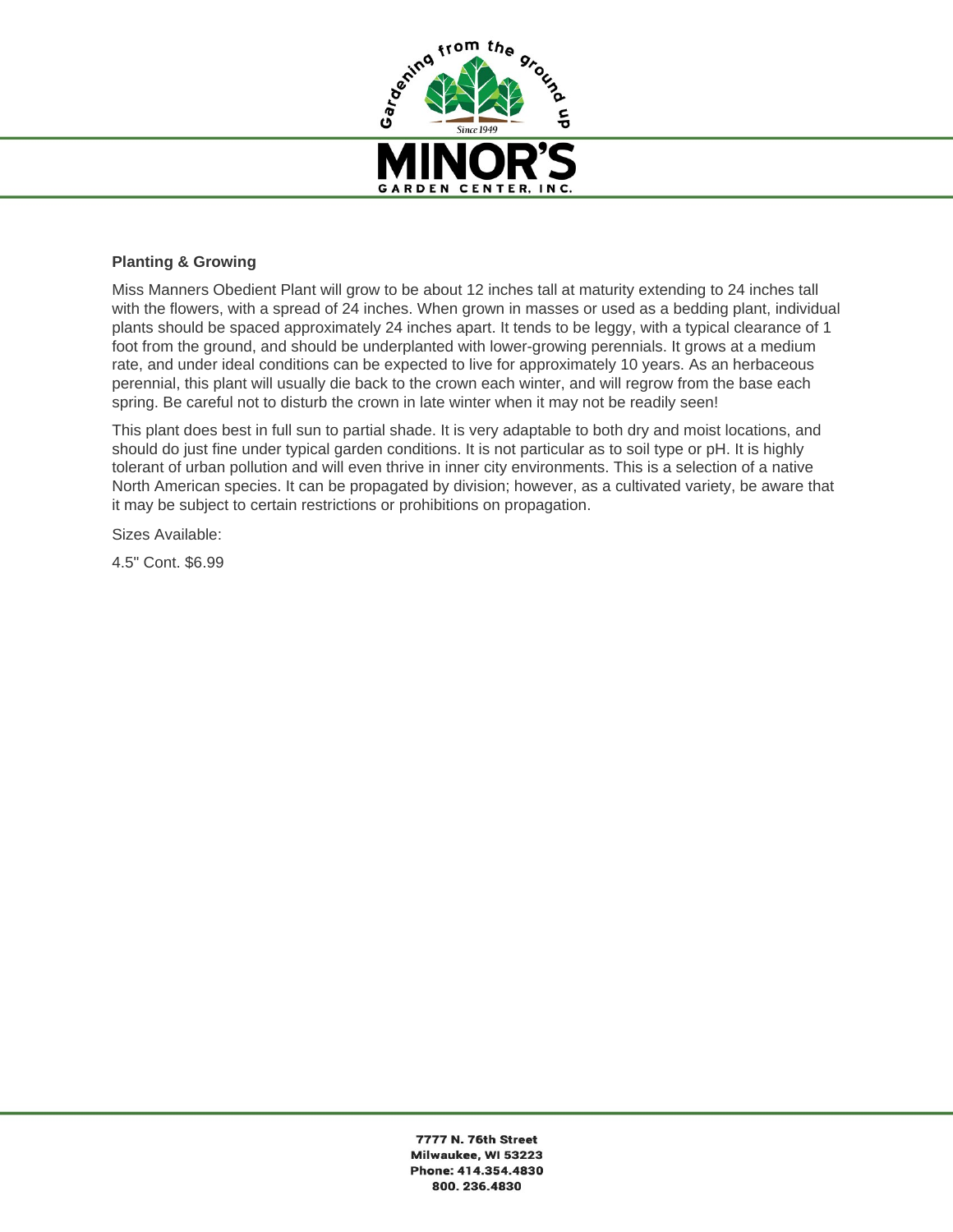**Planting & Growing**

Miss Manners Obedient Plant will grow to be about 12 inches tall at maturity extending to 24 inches tall with the flowers, with a spread of 24 inches. When grown in masses or used as a bedding plant, individual plants should be spaced approximately 24 inches apart. It tends to be leggy, with a typical clearance of 1 foot from the ground, and should be underplanted with lower-growing perennials. It grows at a medium rate, and under ideal conditions can be expected to live for approximately 10 years. As an herbaceous perennial, this plant will usually die back to the crown each winter, and will regrow from the base each spring. Be careful not to disturb the crown in late winter when it may not be readily seen!

This plant does best in full sun to partial shade. It is very adaptable to both dry and moist locations, and should do just fine under typical garden conditions. It is not particular as to soil type or pH. It is highly tolerant of urban pollution and will even thrive in inner city environments. This is a selection of a native North American species. It can be propagated by division; however, as a cultivated variety, be aware that it may be subject to certain restrictions or prohibitions on propagation.

Sizes Available:

4.5" Cont. $6.99